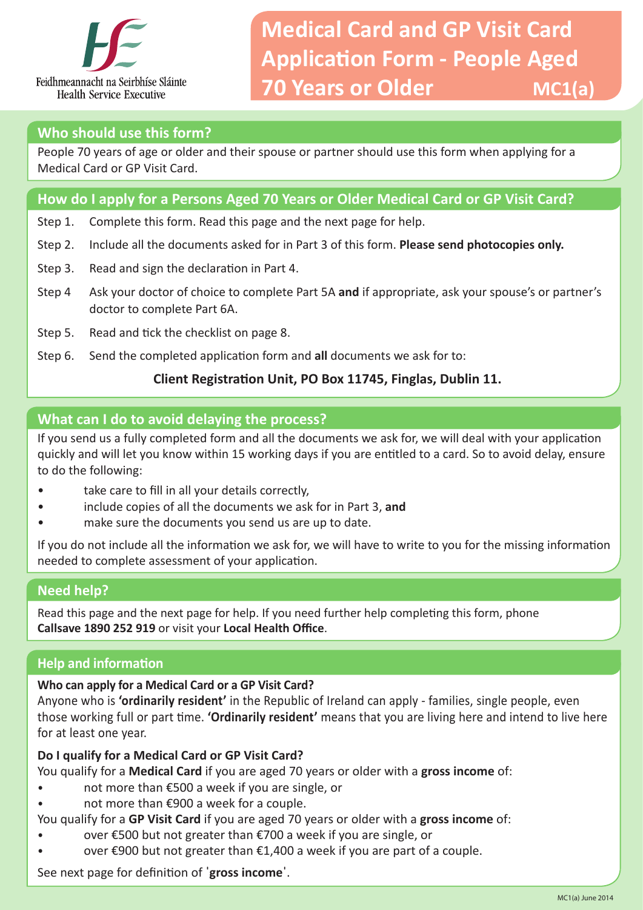Feidhmeannacht na Seirbhíse Sláinte
Health Service Executive

# Medical Card and GP Visit Card Application Form - People Aged 70 Years or Older MC1(a)

## Who should use this form?

People 70 years of age or older and their spouse or partner should use this form when applying for a Medical Card or GP Visit Card.

## How do I apply for a Persons Aged 70 Years or Older Medical Card or GP Visit Card?

Step 1. Complete this form. Read this page and the next page for help.

Step 2. Include all the documents asked for in Part 3 of this form. **Please send photocopies only.**

Step 3. Read and sign the declaration in Part 4.

Step 4 Ask your doctor of choice to complete Part 5A **and** if appropriate, ask your spouse's or partner's doctor to complete Part 6A.

Step 5. Read and tick the checklist on page 8.

Step 6. Send the completed application form and **all** documents we ask for to:

**Client Registration Unit, PO Box 11745, Finglas, Dublin 11.**

## What can I do to avoid delaying the process?

If you send us a fully completed form and all the documents we ask for, we will deal with your application quickly and will let you know within 15 working days if you are entitled to a card. So to avoid delay, ensure to do the following:

- take care to fill in all your details correctly,
- include copies of all the documents we ask for in Part 3, **and**
- make sure the documents you send us are up to date.

If you do not include all the information we ask for, we will have to write to you for the missing information needed to complete assessment of your application.

## Need help?

Read this page and the next page for help. If you need further help completing this form, phone **Callsave 1890 252 919** or visit your **Local Health Office**.

## Help and information

**Who can apply for a Medical Card or a GP Visit Card?**

Anyone who is **'ordinarily resident'** in the Republic of Ireland can apply - families, single people, even those working full or part time. **'Ordinarily resident'** means that you are living here and intend to live here for at least one year.

**Do I qualify for a Medical Card or GP Visit Card?**

You qualify for a **Medical Card** if you are aged 70 years or older with a **gross income** of:

- not more than €500 a week if you are single, or
- not more than €900 a week for a couple.

You qualify for a **GP Visit Card** if you are aged 70 years or older with a **gross income** of:

- over €500 but not greater than €700 a week if you are single, or
- over €900 but not greater than €1,400 a week if you are part of a couple.

See next page for definition of '**gross income**'.

MC1(a) June 2014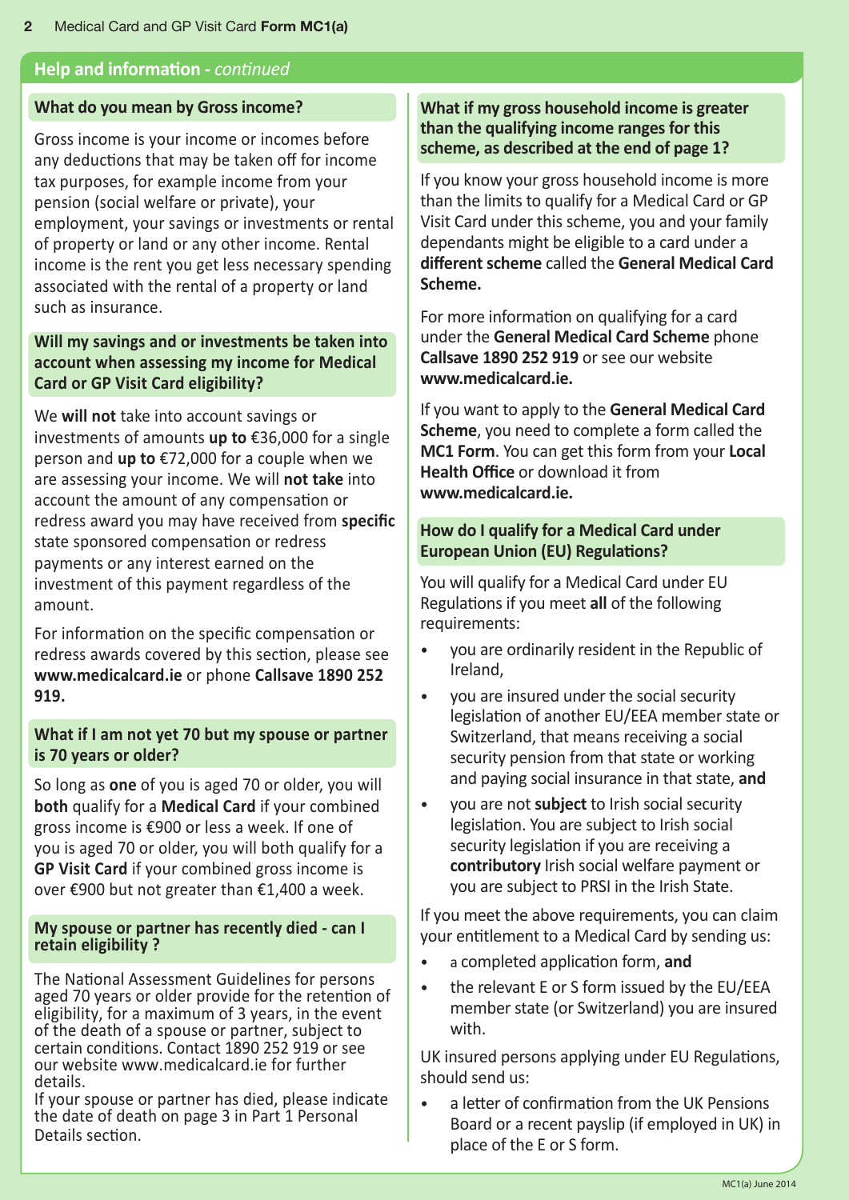## Help and information - *continued*

### What do you mean by Gross income?

Gross income is your income or incomes before any deductions that may be taken off for income tax purposes, for example income from your pension (social welfare or private), your employment, your savings or investments or rental of property or land or any other income. Rental income is the rent you get less necessary spending associated with the rental of a property or land such as insurance.

### Will my savings and or investments be taken into account when assessing my income for Medical Card or GP Visit Card eligibility?

We **will not** take into account savings or investments of amounts **up to** €36,000 for a single person and **up to** €72,000 for a couple when we are assessing your income. We will **not take** into account the amount of any compensation or redress award you may have received from **specific** state sponsored compensation or redress payments or any interest earned on the investment of this payment regardless of the amount.

For information on the specific compensation or redress awards covered by this section, please see **www.medicalcard.ie** or phone **Callsave 1890 252 919.**

### What if I am not yet 70 but my spouse or partner is 70 years or older?

So long as **one** of you is aged 70 or older, you will **both** qualify for a **Medical Card** if your combined gross income is €900 or less a week. If one of you is aged 70 or older, you will both qualify for a **GP Visit Card** if your combined gross income is over €900 but not greater than €1,400 a week.

### My spouse or partner has recently died - can I retain eligibility ?

The National Assessment Guidelines for persons aged 70 years or older provide for the retention of eligibility, for a maximum of 3 years, in the event of the death of a spouse or partner, subject to certain conditions. Contact 1890 252 919 or see our website www.medicalcard.ie for further details.

If your spouse or partner has died, please indicate the date of death on page 3 in Part 1 Personal Details section.

### What if my gross household income is greater than the qualifying income ranges for this scheme, as described at the end of page 1?

If you know your gross household income is more than the limits to qualify for a Medical Card or GP Visit Card under this scheme, you and your family dependants might be eligible to a card under a **different scheme** called the **General Medical Card Scheme.**

For more information on qualifying for a card under the **General Medical Card Scheme** phone **Callsave 1890 252 919** or see our website **www.medicalcard.ie.**

If you want to apply to the **General Medical Card Scheme**, you need to complete a form called the **MC1 Form**. You can get this form from your **Local Health Office** or download it from **www.medicalcard.ie.**

### How do I qualify for a Medical Card under European Union (EU) Regulations?

You will qualify for a Medical Card under EU Regulations if you meet **all** of the following requirements:

- you are ordinarily resident in the Republic of Ireland,
- you are insured under the social security legislation of another EU/EEA member state or Switzerland, that means receiving a social security pension from that state or working and paying social insurance in that state, **and**
- you are not **subject** to Irish social security legislation. You are subject to Irish social security legislation if you are receiving a **contributory** Irish social welfare payment or you are subject to PRSI in the Irish State.

If you meet the above requirements, you can claim your entitlement to a Medical Card by sending us:

- a completed application form, **and**
- the relevant E or S form issued by the EU/EEA member state (or Switzerland) you are insured with.

UK insured persons applying under EU Regulations, should send us:

- a letter of confirmation from the UK Pensions Board or a recent payslip (if employed in UK) in place of the E or S form.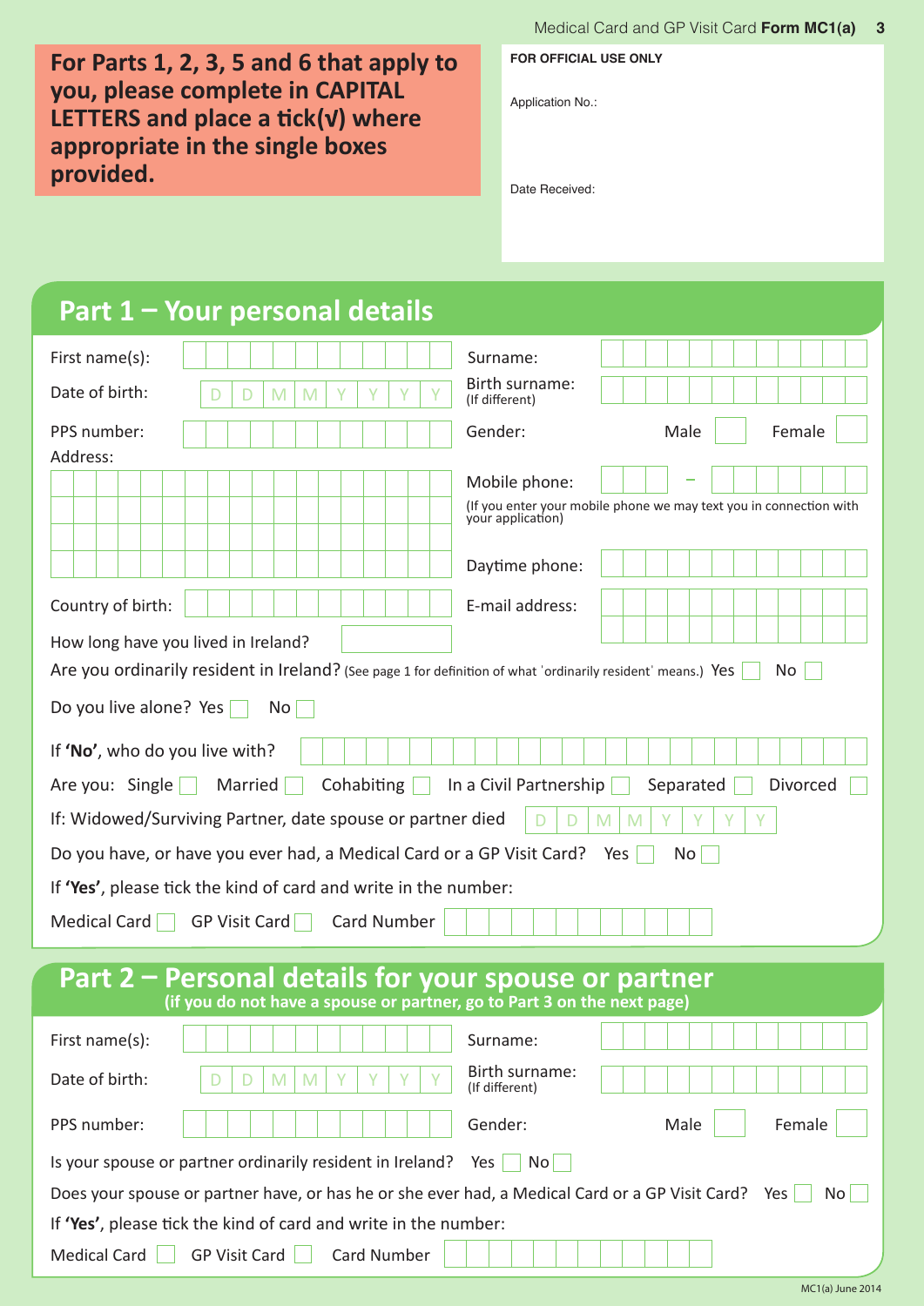**For Parts 1, 2, 3, 5 and 6 that apply to you, please complete in CAPITAL LETTERS and place a tick(√) where appropriate in the single boxes provided.**

**FOR OFFICIAL USE ONLY**

Application No.:

Date Received:

## Part 1 – Your personal details

First name(s):

Surname:

Date of birth: D D M M Y Y Y Y

Birth surname: (If different)

PPS number:

Gender: Male ☐ Female ☐

Address:

Mobile phone: –

(If you enter your mobile phone we may text you in connection with your application)

Daytime phone:

Country of birth:

E-mail address:

How long have you lived in Ireland?

Are you ordinarily resident in Ireland? (See page 1 for definition of what 'ordinarily resident' means.) Yes ☐ No ☐

Do you live alone? Yes ☐ No ☐

If **'No'**, who do you live with?

Are you: Single ☐ Married ☐ Cohabiting ☐ In a Civil Partnership ☐ Separated ☐ Divorced ☐

If: Widowed/Surviving Partner, date spouse or partner died D D M M Y Y Y Y

Do you have, or have you ever had, a Medical Card or a GP Visit Card? Yes ☐ No ☐

If **'Yes'**, please tick the kind of card and write in the number:

Medical Card ☐ GP Visit Card ☐ Card Number

## Part 2 – Personal details for your spouse or partner

**(if you do not have a spouse or partner, go to Part 3 on the next page)**

First name(s):

Surname:

Date of birth: D D M M Y Y Y Y

Birth surname: (If different)

PPS number:

Gender: Male ☐ Female ☐

Is your spouse or partner ordinarily resident in Ireland? Yes ☐ No ☐

Does your spouse or partner have, or has he or she ever had, a Medical Card or a GP Visit Card? Yes ☐ No ☐

If **'Yes'**, please tick the kind of card and write in the number:

Medical Card ☐ GP Visit Card ☐ Card Number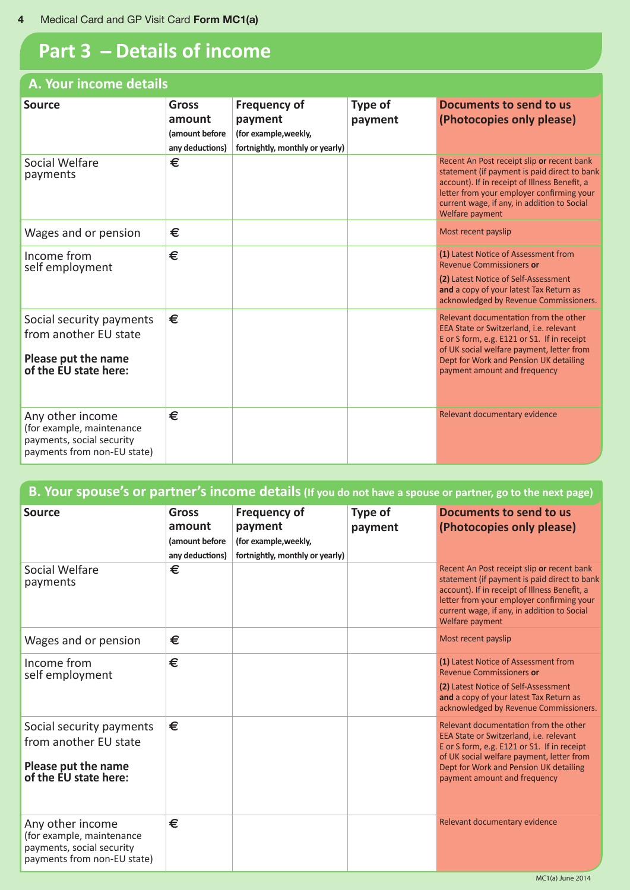# Part 3 – Details of income

## A. Your income details

| Source | Gross amount (amount before any deductions) | Frequency of payment (for example, weekly, fortnightly, monthly or yearly) | Type of payment | Documents to send to us (Photocopies only please) |
|---|---|---|---|---|
| Social Welfare payments | € | | | Recent An Post receipt slip **or** recent bank statement (if payment is paid direct to bank account). If in receipt of Illness Benefit, a letter from your employer confirming your current wage, if any, in addition to Social Welfare payment |
| Wages and or pension | € | | | Most recent payslip |
| Income from self employment | € | | | **(1)** Latest Notice of Assessment from Revenue Commissioners **or** **(2)** Latest Notice of Self-Assessment **and** a copy of your latest Tax Return as acknowledged by Revenue Commissioners. |
| Social security payments from another EU state **Please put the name of the EU state here:** | € | | | Relevant documentation from the other EEA State or Switzerland, i.e. relevant E or S form, e.g. E121 or S1. If in receipt of UK social welfare payment, letter from Dept for Work and Pension UK detailing payment amount and frequency |
| Any other income (for example, maintenance payments, social security payments from non-EU state) | € | | | Relevant documentary evidence |

## B. Your spouse's or partner's income details (If you do not have a spouse or partner, go to the next page)

| Source | Gross amount (amount before any deductions) | Frequency of payment (for example, weekly, fortnightly, monthly or yearly) | Type of payment | Documents to send to us (Photocopies only please) |
|---|---|---|---|---|
| Social Welfare payments | € | | | Recent An Post receipt slip **or** recent bank statement (if payment is paid direct to bank account). If in receipt of Illness Benefit, a letter from your employer confirming your current wage, if any, in addition to Social Welfare payment |
| Wages and or pension | € | | | Most recent payslip |
| Income from self employment | € | | | **(1)** Latest Notice of Assessment from Revenue Commissioners **or** **(2)** Latest Notice of Self-Assessment **and** a copy of your latest Tax Return as acknowledged by Revenue Commissioners. |
| Social security payments from another EU state **Please put the name of the EU state here:** | € | | | Relevant documentation from the other EEA State or Switzerland, i.e. relevant E or S form, e.g. E121 or S1. If in receipt of UK social welfare payment, letter from Dept for Work and Pension UK detailing payment amount and frequency |
| Any other income (for example, maintenance payments, social security payments from non-EU state) | € | | | Relevant documentary evidence |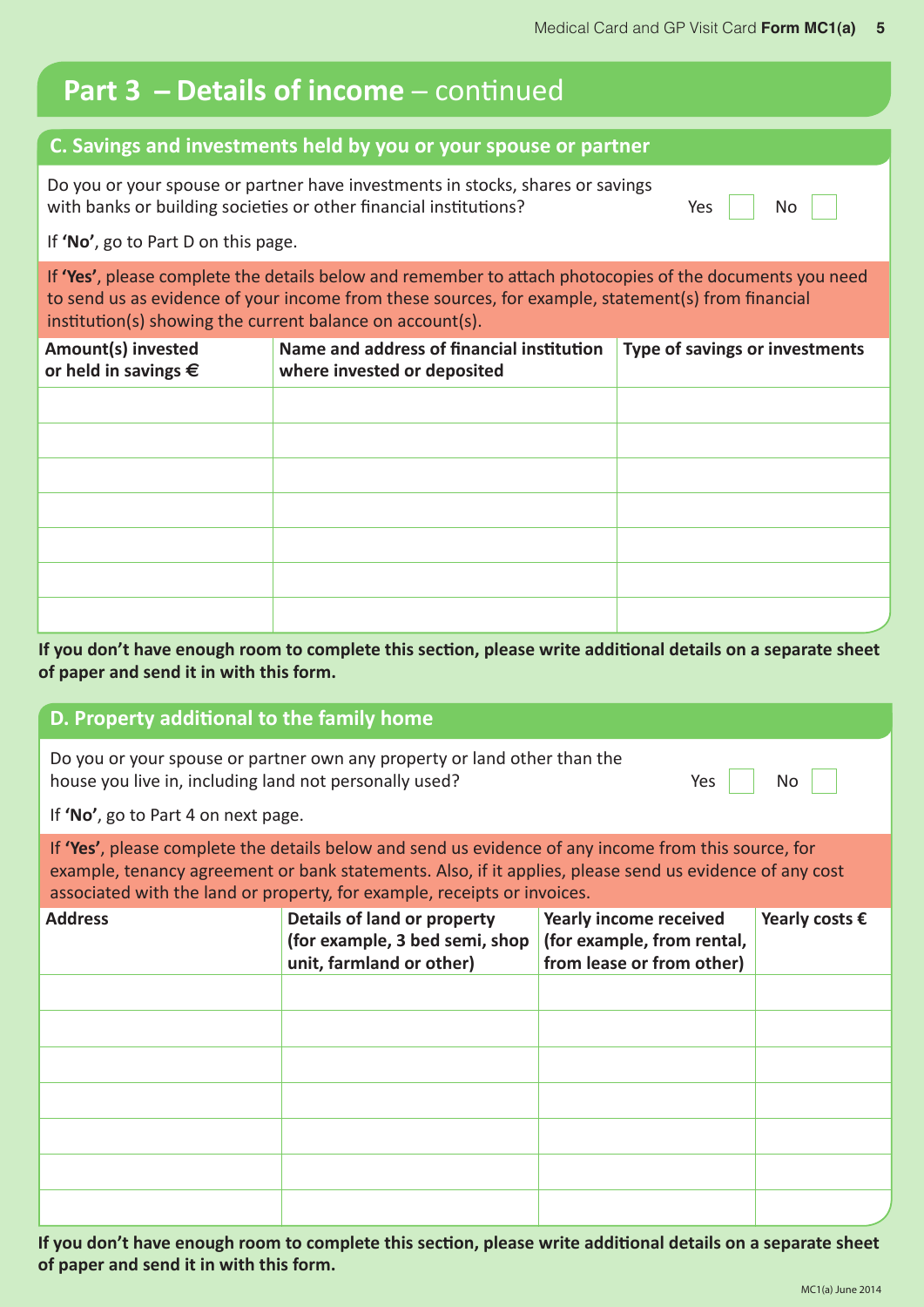# Part 3 – Details of income – continued

## C. Savings and investments held by you or your spouse or partner

Do you or your spouse or partner have investments in stocks, shares or savings with banks or building societies or other financial institutions? Yes ☐ No ☐

If **'No'**, go to Part D on this page.

If **'Yes'**, please complete the details below and remember to attach photocopies of the documents you need to send us as evidence of your income from these sources, for example, statement(s) from financial institution(s) showing the current balance on account(s).

| Amount(s) invested or held in savings € | Name and address of financial institution where invested or deposited | Type of savings or investments |
|---|---|---|
| | | |
| | | |
| | | |
| | | |
| | | |
| | | |
| | | |

**If you don't have enough room to complete this section, please write additional details on a separate sheet of paper and send it in with this form.**

## D. Property additional to the family home

Do you or your spouse or partner own any property or land other than the house you live in, including land not personally used? Yes ☐ No ☐

If **'No'**, go to Part 4 on next page.

If **'Yes'**, please complete the details below and send us evidence of any income from this source, for example, tenancy agreement or bank statements. Also, if it applies, please send us evidence of any cost associated with the land or property, for example, receipts or invoices.

| Address | Details of land or property (for example, 3 bed semi, shop unit, farmland or other) | Yearly income received (for example, from rental, from lease or from other) | Yearly costs € |
|---|---|---|---|
| | | | |
| | | | |
| | | | |
| | | | |
| | | | |
| | | | |
| | | | |

**If you don't have enough room to complete this section, please write additional details on a separate sheet of paper and send it in with this form.**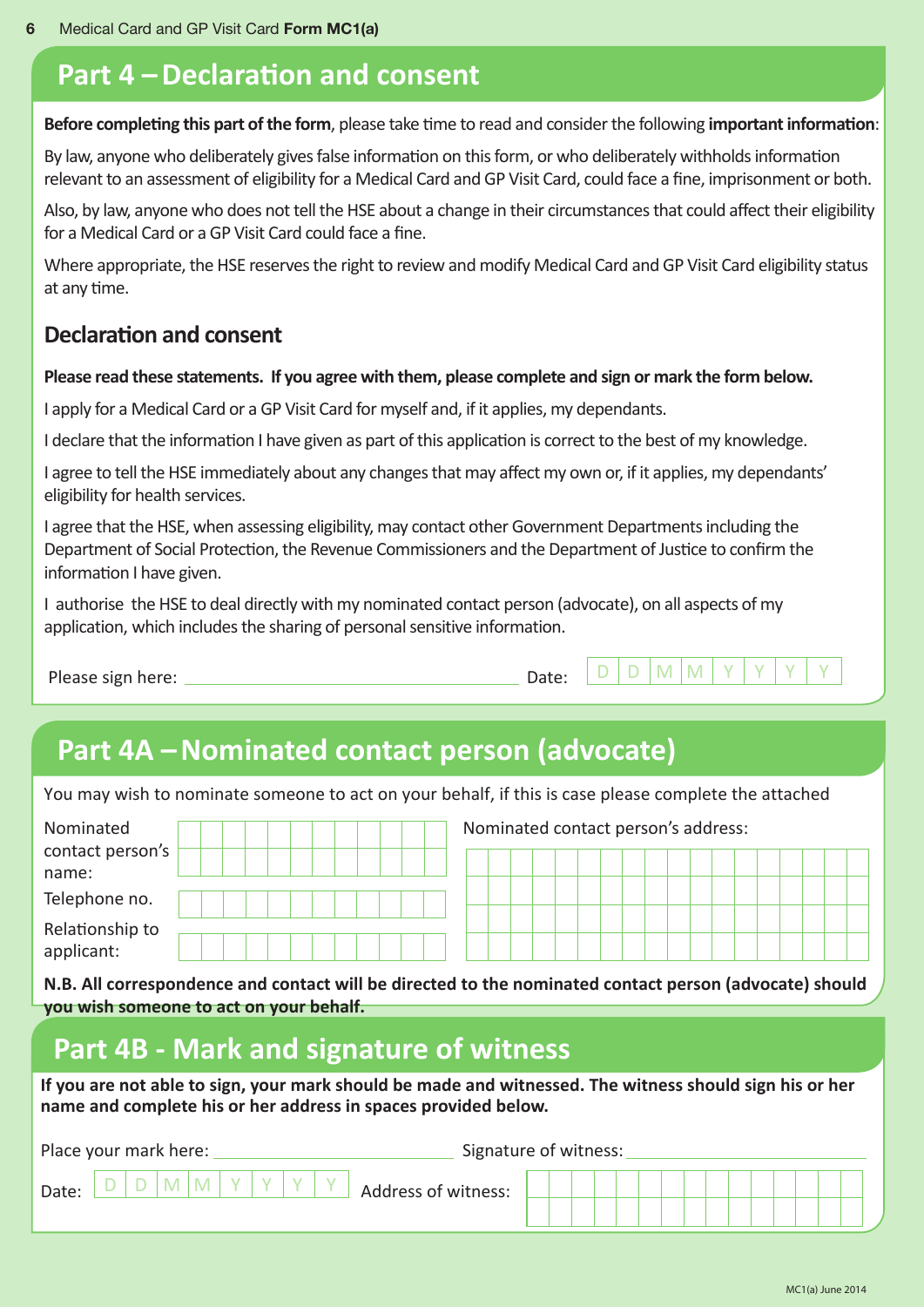## Part 4 – Declaration and consent

**Before completing this part of the form**, please take time to read and consider the following **important information**:

By law, anyone who deliberately gives false information on this form, or who deliberately withholds information relevant to an assessment of eligibility for a Medical Card and GP Visit Card, could face a fine, imprisonment or both.

Also, by law, anyone who does not tell the HSE about a change in their circumstances that could affect their eligibility for a Medical Card or a GP Visit Card could face a fine.

Where appropriate, the HSE reserves the right to review and modify Medical Card and GP Visit Card eligibility status at any time.

### Declaration and consent

**Please read these statements. If you agree with them, please complete and sign or mark the form below.**

I apply for a Medical Card or a GP Visit Card for myself and, if it applies, my dependants.

I declare that the information I have given as part of this application is correct to the best of my knowledge.

I agree to tell the HSE immediately about any changes that may affect my own or, if it applies, my dependants' eligibility for health services.

I agree that the HSE, when assessing eligibility, may contact other Government Departments including the Department of Social Protection, the Revenue Commissioners and the Department of Justice to confirm the information I have given.

I authorise the HSE to deal directly with my nominated contact person (advocate), on all aspects of my application, which includes the sharing of personal sensitive information.

Please sign here: ______________________ Date: D D M M Y Y Y Y

## Part 4A – Nominated contact person (advocate)

You may wish to nominate someone to act on your behalf, if this is case please complete the attached

Nominated contact person's name:

Telephone no.

Relationship to applicant:

Nominated contact person's address:

**N.B. All correspondence and contact will be directed to the nominated contact person (advocate) should you wish someone to act on your behalf.**

## Part 4B - Mark and signature of witness

**If you are not able to sign, your mark should be made and witnessed. The witness should sign his or her name and complete his or her address in spaces provided below.**

Place your mark here: ______________________ Signature of witness: ______________________

Date: D D M M Y Y Y Y Address of witness:

MC1(a) June 2014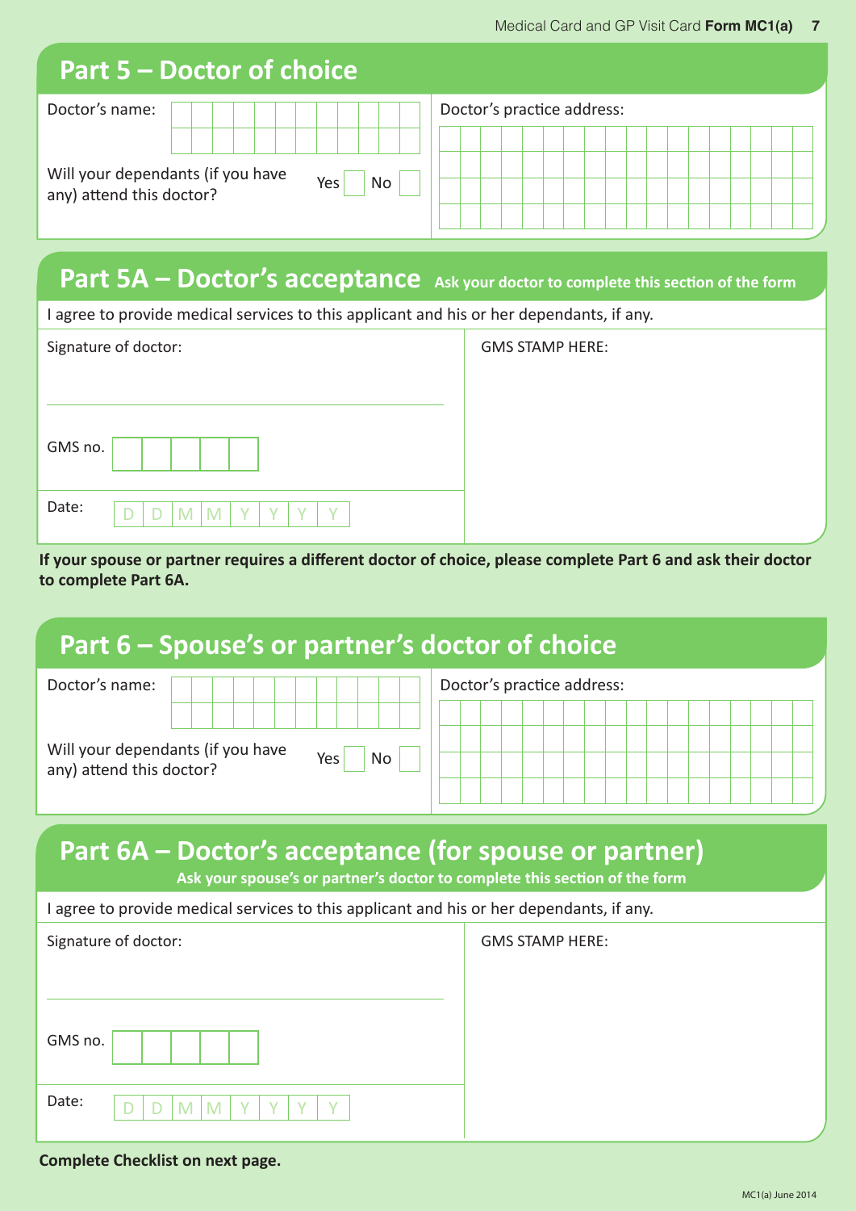## Part 5 – Doctor of choice

Doctor's name:

Doctor's practice address:

Will your dependants (if you have any) attend this doctor? Yes No

## Part 5A – Doctor's acceptance

**Ask your doctor to complete this section of the form**

I agree to provide medical services to this applicant and his or her dependants, if any.

Signature of doctor:

GMS STAMP HERE:

GMS no.

Date: D D M M Y Y Y Y

**If your spouse or partner requires a different doctor of choice, please complete Part 6 and ask their doctor to complete Part 6A.**

## Part 6 – Spouse's or partner's doctor of choice

Doctor's name:

Doctor's practice address:

Will your dependants (if you have any) attend this doctor? Yes No

## Part 6A – Doctor's acceptance (for spouse or partner)

**Ask your spouse's or partner's doctor to complete this section of the form**

I agree to provide medical services to this applicant and his or her dependants, if any.

Signature of doctor:

GMS STAMP HERE:

GMS no.

Date: D D M M Y Y Y Y

**Complete Checklist on next page.**

MC1(a) June 2014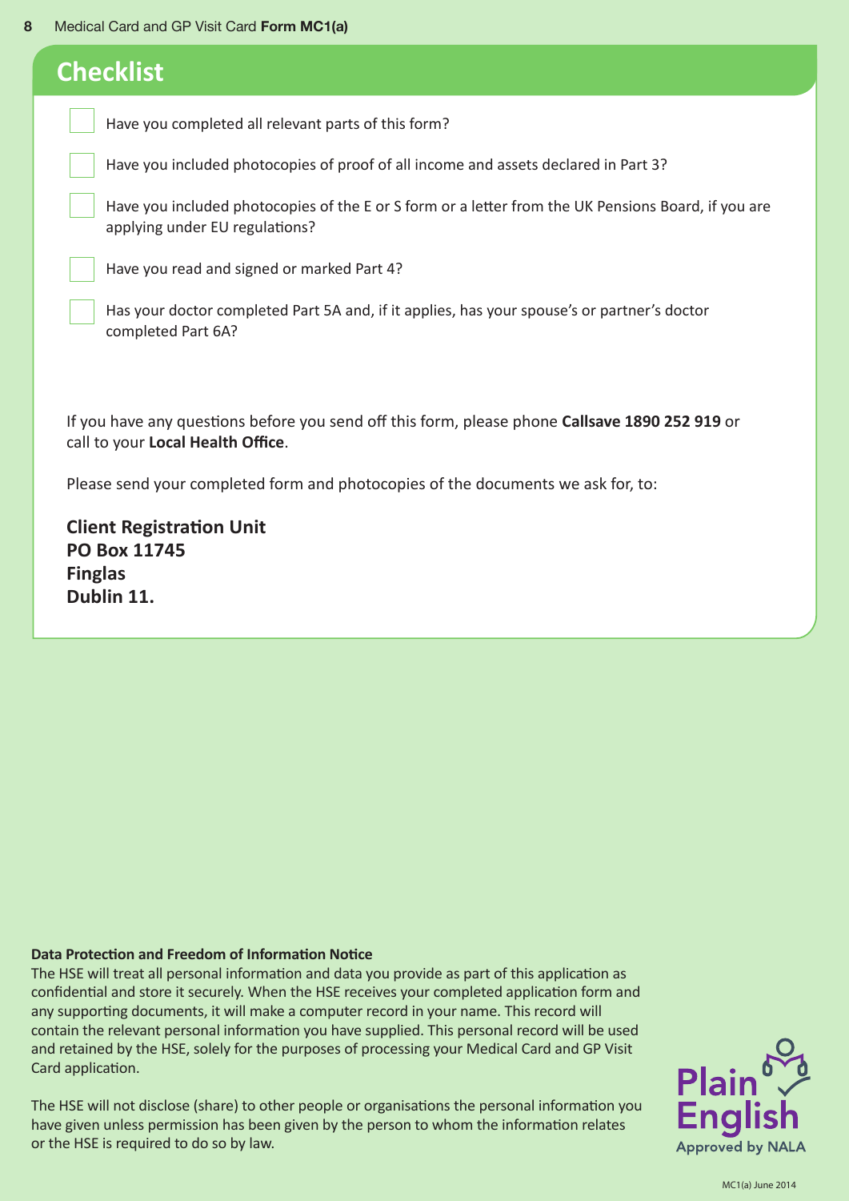## Checklist

- [ ] Have you completed all relevant parts of this form?
- [ ] Have you included photocopies of proof of all income and assets declared in Part 3?
- [ ] Have you included photocopies of the E or S form or a letter from the UK Pensions Board, if you are applying under EU regulations?
- [ ] Have you read and signed or marked Part 4?
- [ ] Has your doctor completed Part 5A and, if it applies, has your spouse's or partner's doctor completed Part 6A?

If you have any questions before you send off this form, please phone **Callsave 1890 252 919** or call to your **Local Health Office**.

Please send your completed form and photocopies of the documents we ask for, to:

**Client Registration Unit**
**PO Box 11745**
**Finglas**
**Dublin 11.**

**Data Protection and Freedom of Information Notice**

The HSE will treat all personal information and data you provide as part of this application as confidential and store it securely. When the HSE receives your completed application form and any supporting documents, it will make a computer record in your name. This record will contain the relevant personal information you have supplied. This personal record will be used and retained by the HSE, solely for the purposes of processing your Medical Card and GP Visit Card application.

The HSE will not disclose (share) to other people or organisations the personal information you have given unless permission has been given by the person to whom the information relates or the HSE is required to do so by law.

Plain English
Approved by NALA

MC1(a) June 2014